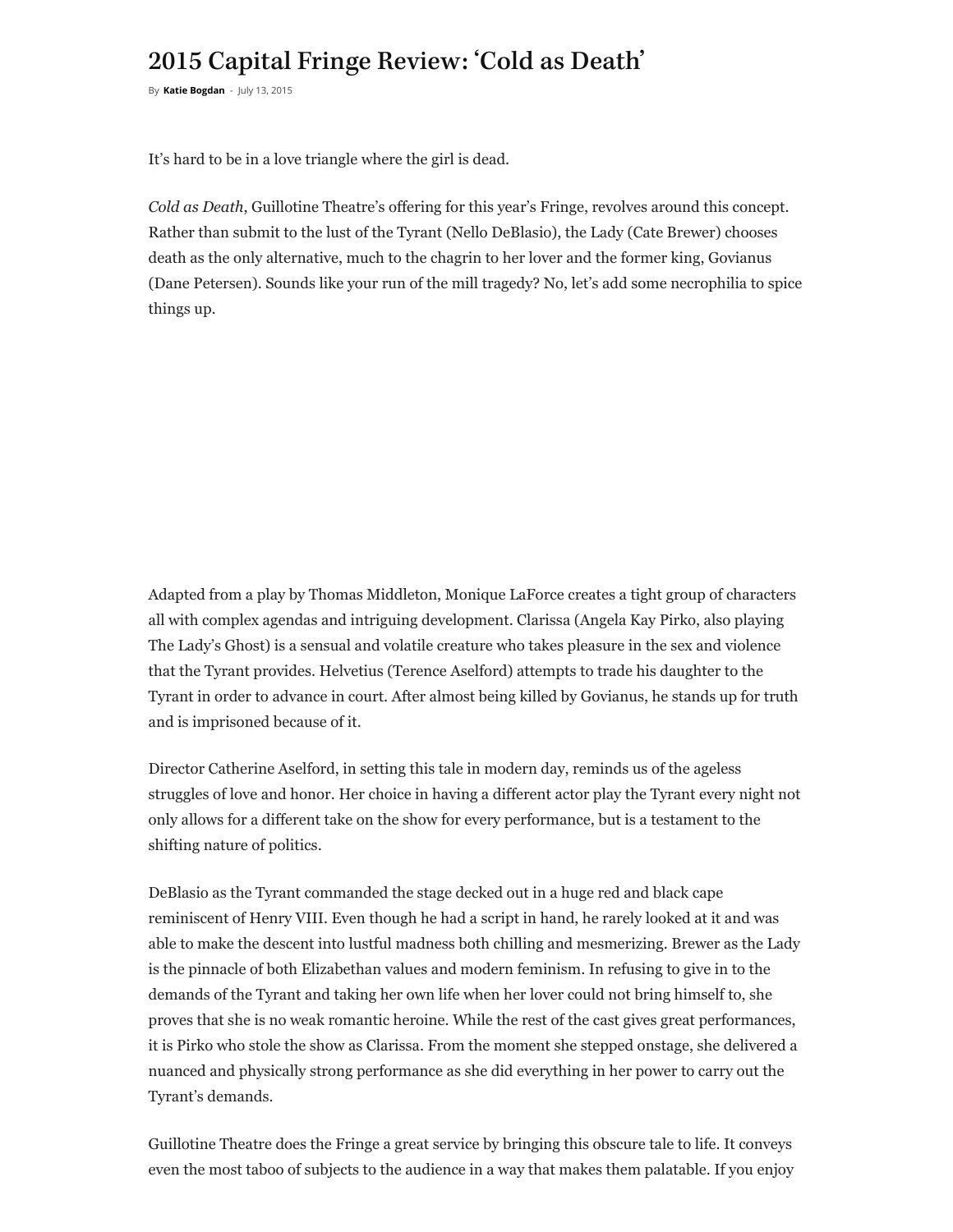# 2015 Capital Fringe Review: 'Cold as Death'

By **Katie Bogdan** - July 13, 2015

It's hard to be in a love triangle where the girl is dead.

*Cold as Death*, Guillotine Theatre's offering for this year's Fringe, revolves around this concept. Rather than submit to the lust of the Tyrant (Nello DeBlasio), the Lady (Cate Brewer) chooses death as the only alternative, much to the chagrin to her lover and the former king, Govianus (Dane Petersen). Sounds like your run of the mill tragedy? No, let's add some necrophilia to spice things up.

Adapted from a play by Thomas Middleton, Monique LaForce creates a tight group of characters all with complex agendas and intriguing development. Clarissa (Angela Kay Pirko, also playing The Lady's Ghost) is a sensual and volatile creature who takes pleasure in the sex and violence that the Tyrant provides. Helvetius (Terence Aselford) attempts to trade his daughter to the Tyrant in order to advance in court. After almost being killed by Govianus, he stands up for truth and is imprisoned because of it.

Director Catherine Aselford, in setting this tale in modern day, reminds us of the ageless struggles of love and honor. Her choice in having a different actor play the Tyrant every night not only allows for a different take on the show for every performance, but is a testament to the shifting nature of politics.

DeBlasio as the Tyrant commanded the stage decked out in a huge red and black cape reminiscent of Henry VIII. Even though he had a script in hand, he rarely looked at it and was able to make the descent into lustful madness both chilling and mesmerizing. Brewer as the Lady is the pinnacle of both Elizabethan values and modern feminism. In refusing to give in to the demands of the Tyrant and taking her own life when her lover could not bring himself to, she proves that she is no weak romantic heroine. While the rest of the cast gives great performances, it is Pirko who stole the show as Clarissa. From the moment she stepped onstage, she delivered a nuanced and physically strong performance as she did everything in her power to carry out the Tyrant's demands.

Guillotine Theatre does the Fringe a great service by bringing this obscure tale to life. It conveys even the most taboo of subjects to the audience in a way that makes them palatable. If you enjoy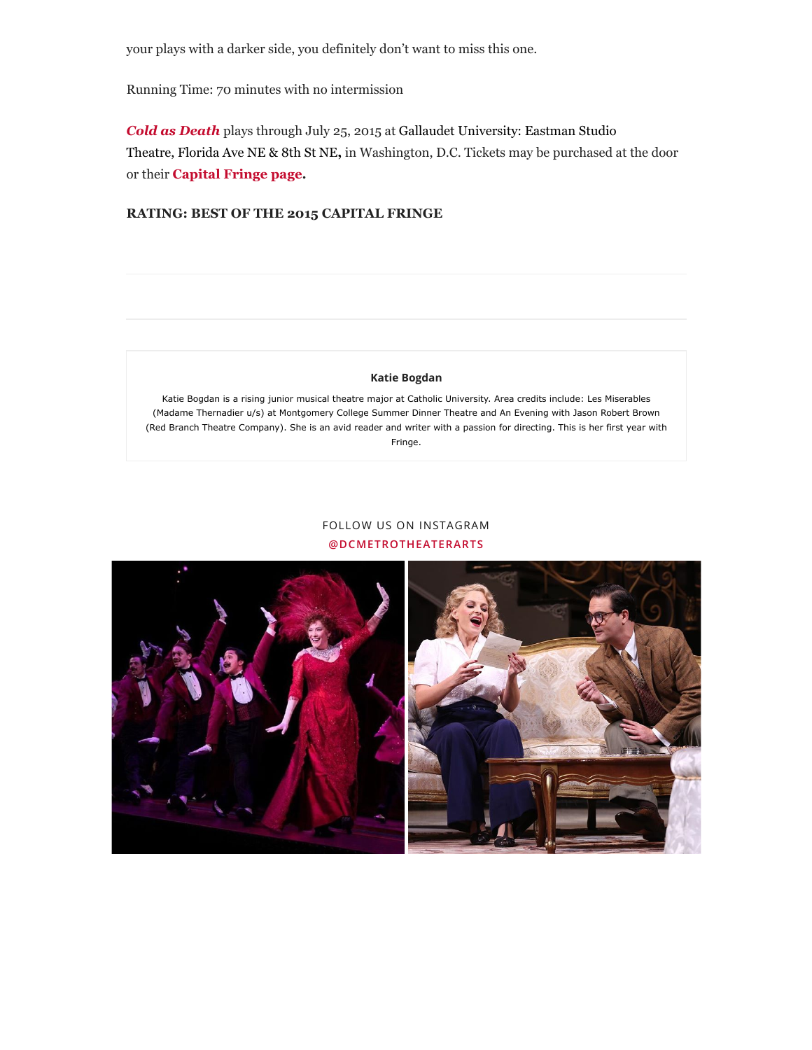your plays with a darker side, you definitely don't want to miss this one.

Running Time: 70 minutes with no intermission

***Cold as Death*** plays through July 25, 2015 at Gallaudet University: Eastman Studio Theatre, Florida Ave NE & 8th St NE, in Washington, D.C. Tickets may be purchased at the door or their **Capital Fringe page.**

**RATING: BEST OF THE 2015 CAPITAL FRINGE**

---

**Katie Bogdan**

Katie Bogdan is a rising junior musical theatre major at Catholic University. Area credits include: Les Miserables (Madame Thernadier u/s) at Montgomery College Summer Dinner Theatre and An Evening with Jason Robert Brown (Red Branch Theatre Company). She is an avid reader and writer with a passion for directing. This is her first year with Fringe.

FOLLOW US ON INSTAGRAM
@DCMETROTHEATERARTS